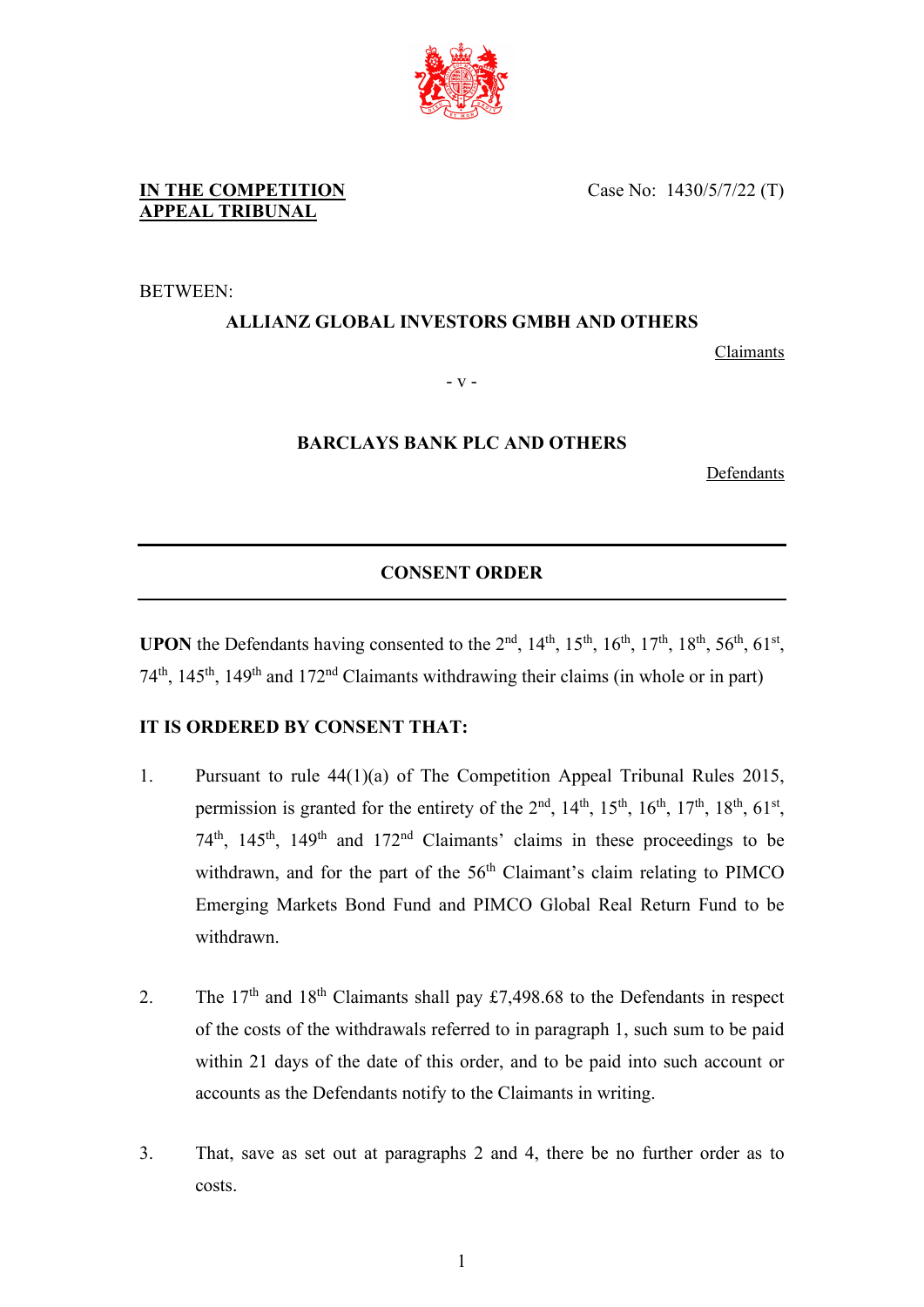**IN THE COMPETITION APPEAL TRIBUNAL**

Case No: 1430/5/7/22 (T)

BETWEEN:

**ALLIANZ GLOBAL INVESTORS GMBH AND OTHERS**

Claimants

\- v -

**BARCLAYS BANK PLC AND OTHERS**

Defendants

---

**CONSENT ORDER**

---

**UPON** the Defendants having consented to the 2nd, 14th, 15th, 16th, 17th, 18th, 56th, 61st, 74th, 145th, 149th and 172nd Claimants withdrawing their claims (in whole or in part)

**IT IS ORDERED BY CONSENT THAT:**

1. Pursuant to rule 44(1)(a) of The Competition Appeal Tribunal Rules 2015, permission is granted for the entirety of the 2nd, 14th, 15th, 16th, 17th, 18th, 61st, 74th, 145th, 149th and 172nd Claimants' claims in these proceedings to be withdrawn, and for the part of the 56th Claimant's claim relating to PIMCO Emerging Markets Bond Fund and PIMCO Global Real Return Fund to be withdrawn.

2. The 17th and 18th Claimants shall pay £7,498.68 to the Defendants in respect of the costs of the withdrawals referred to in paragraph 1, such sum to be paid within 21 days of the date of this order, and to be paid into such account or accounts as the Defendants notify to the Claimants in writing.

3. That, save as set out at paragraphs 2 and 4, there be no further order as to costs.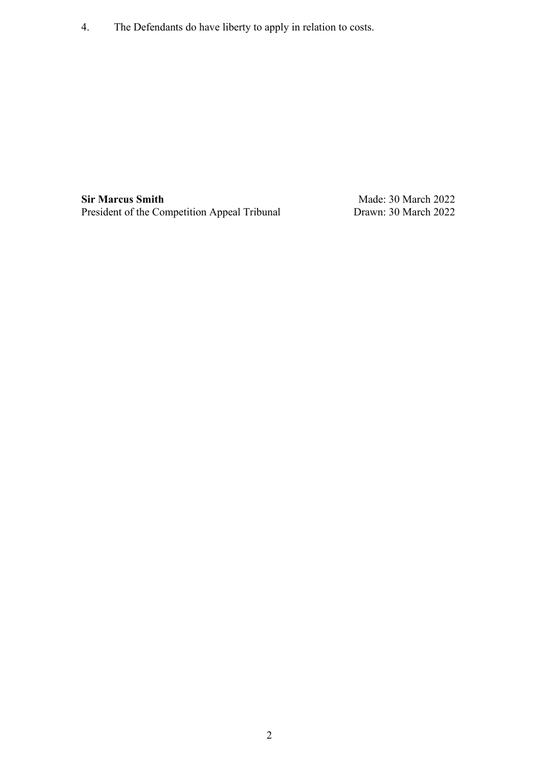4. The Defendants do have liberty to apply in relation to costs.

| | |
|---|---|
| **Sir Marcus Smith** | Made: 30 March 2022 |
| President of the Competition Appeal Tribunal | Drawn: 30 March 2022 |